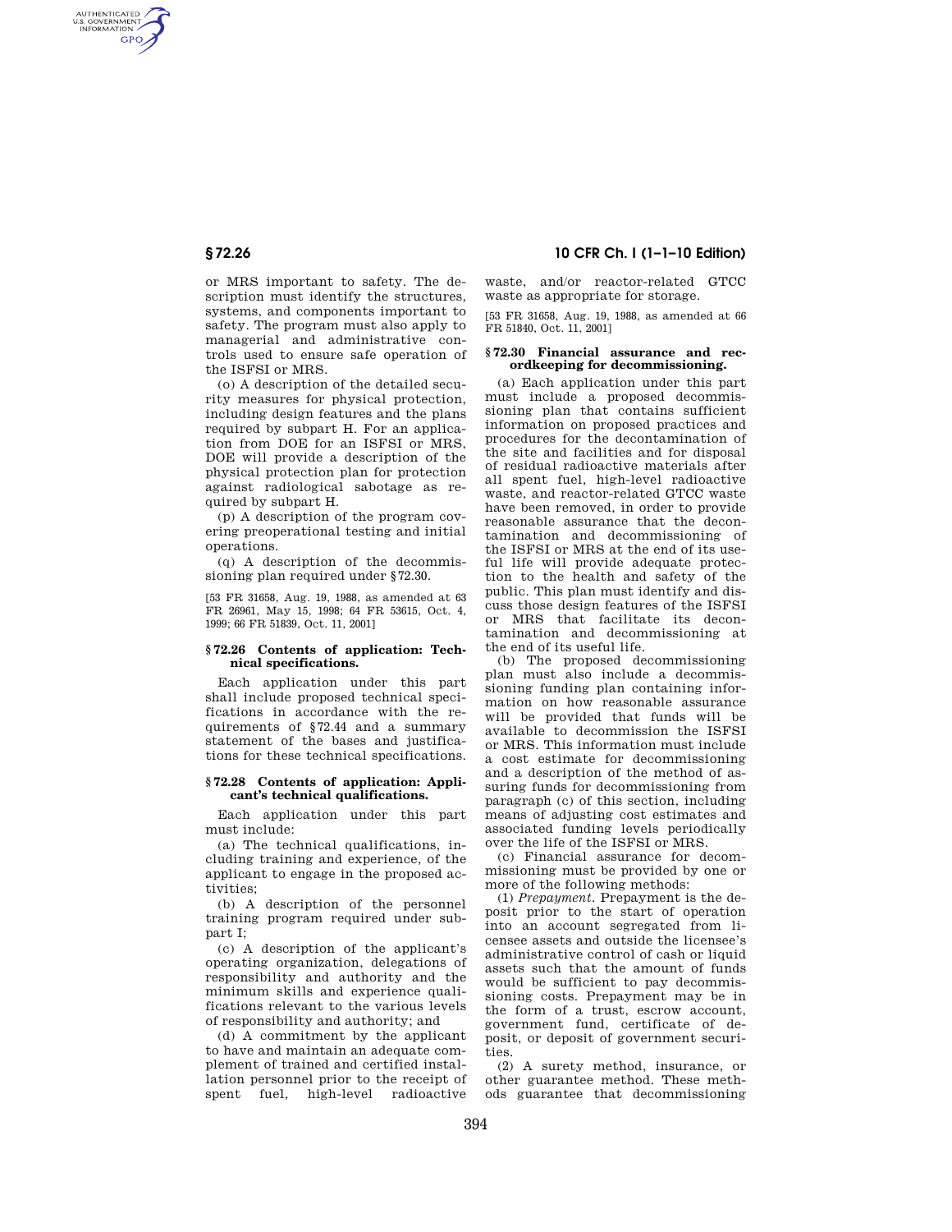or MRS important to safety. The description must identify the structures, systems, and components important to safety. The program must also apply to managerial and administrative controls used to ensure safe operation of the ISFSI or MRS.

(o) A description of the detailed security measures for physical protection, including design features and the plans required by subpart H. For an application from DOE for an ISFSI or MRS, DOE will provide a description of the physical protection plan for protection against radiological sabotage as required by subpart H.

(p) A description of the program covering preoperational testing and initial operations.

(q) A description of the decommissioning plan required under §72.30.

[53 FR 31658, Aug. 19, 1988, as amended at 63 FR 26961, May 15, 1998; 64 FR 53615, Oct. 4, 1999; 66 FR 51839, Oct. 11, 2001]

### § 72.26 Contents of application: Technical specifications.

Each application under this part shall include proposed technical specifications in accordance with the requirements of §72.44 and a summary statement of the bases and justifications for these technical specifications.

### § 72.28 Contents of application: Applicant's technical qualifications.

Each application under this part must include:

(a) The technical qualifications, including training and experience, of the applicant to engage in the proposed activities;

(b) A description of the personnel training program required under subpart I;

(c) A description of the applicant's operating organization, delegations of responsibility and authority and the minimum skills and experience qualifications relevant to the various levels of responsibility and authority; and

(d) A commitment by the applicant to have and maintain an adequate complement of trained and certified installation personnel prior to the receipt of spent fuel, high-level radioactive waste, and/or reactor-related GTCC waste as appropriate for storage.

[53 FR 31658, Aug. 19, 1988, as amended at 66 FR 51840, Oct. 11, 2001]

### § 72.30 Financial assurance and recordkeeping for decommissioning.

(a) Each application under this part must include a proposed decommissioning plan that contains sufficient information on proposed practices and procedures for the decontamination of the site and facilities and for disposal of residual radioactive materials after all spent fuel, high-level radioactive waste, and reactor-related GTCC waste have been removed, in order to provide reasonable assurance that the decontamination and decommissioning of the ISFSI or MRS at the end of its useful life will provide adequate protection to the health and safety of the public. This plan must identify and discuss those design features of the ISFSI or MRS that facilitate its decontamination and decommissioning at the end of its useful life.

(b) The proposed decommissioning plan must also include a decommissioning funding plan containing information on how reasonable assurance will be provided that funds will be available to decommission the ISFSI or MRS. This information must include a cost estimate for decommissioning and a description of the method of assuring funds for decommissioning from paragraph (c) of this section, including means of adjusting cost estimates and associated funding levels periodically over the life of the ISFSI or MRS.

(c) Financial assurance for decommissioning must be provided by one or more of the following methods:

(1) *Prepayment.* Prepayment is the deposit prior to the start of operation into an account segregated from licensee assets and outside the licensee's administrative control of cash or liquid assets such that the amount of funds would be sufficient to pay decommissioning costs. Prepayment may be in the form of a trust, escrow account, government fund, certificate of deposit, or deposit of government securities.

(2) A surety method, insurance, or other guarantee method. These methods guarantee that decommissioning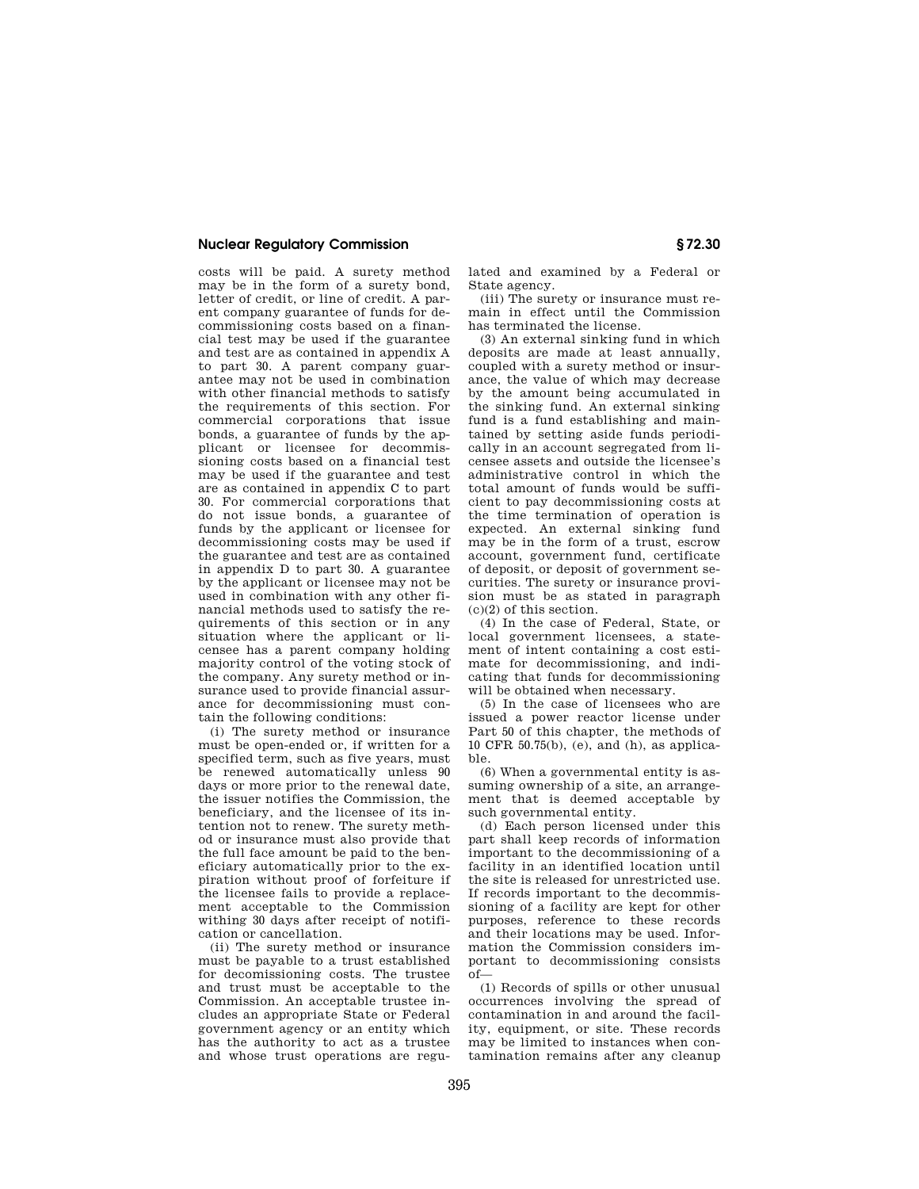costs will be paid. A surety method may be in the form of a surety bond, letter of credit, or line of credit. A parent company guarantee of funds for decommissioning costs based on a financial test may be used if the guarantee and test are as contained in appendix A to part 30. A parent company guarantee may not be used in combination with other financial methods to satisfy the requirements of this section. For commercial corporations that issue bonds, a guarantee of funds by the applicant or licensee for decommissioning costs based on a financial test may be used if the guarantee and test are as contained in appendix C to part 30. For commercial corporations that do not issue bonds, a guarantee of funds by the applicant or licensee for decommissioning costs may be used if the guarantee and test are as contained in appendix D to part 30. A guarantee by the applicant or licensee may not be used in combination with any other financial methods used to satisfy the requirements of this section or in any situation where the applicant or licensee has a parent company holding majority control of the voting stock of the company. Any surety method or insurance used to provide financial assurance for decommissioning must contain the following conditions:

(i) The surety method or insurance must be open-ended or, if written for a specified term, such as five years, must be renewed automatically unless 90 days or more prior to the renewal date, the issuer notifies the Commission, the beneficiary, and the licensee of its intention not to renew. The surety method or insurance must also provide that the full face amount be paid to the beneficiary automatically prior to the expiration without proof of forfeiture if the licensee fails to provide a replacement acceptable to the Commission withing 30 days after receipt of notification or cancellation.

(ii) The surety method or insurance must be payable to a trust established for decomissioning costs. The trustee and trust must be acceptable to the Commission. An acceptable trustee includes an appropriate State or Federal government agency or an entity which has the authority to act as a trustee and whose trust operations are regulated and examined by a Federal or State agency.

(iii) The surety or insurance must remain in effect until the Commission has terminated the license.

(3) An external sinking fund in which deposits are made at least annually, coupled with a surety method or insurance, the value of which may decrease by the amount being accumulated in the sinking fund. An external sinking fund is a fund establishing and maintained by setting aside funds periodically in an account segregated from licensee assets and outside the licensee's administrative control in which the total amount of funds would be sufficient to pay decommissioning costs at the time termination of operation is expected. An external sinking fund may be in the form of a trust, escrow account, government fund, certificate of deposit, or deposit of government securities. The surety or insurance provision must be as stated in paragraph (c)(2) of this section.

(4) In the case of Federal, State, or local government licensees, a statement of intent containing a cost estimate for decommissioning, and indicating that funds for decommissioning will be obtained when necessary.

(5) In the case of licensees who are issued a power reactor license under Part 50 of this chapter, the methods of 10 CFR 50.75(b), (e), and (h), as applicable.

(6) When a governmental entity is assuming ownership of a site, an arrangement that is deemed acceptable by such governmental entity.

(d) Each person licensed under this part shall keep records of information important to the decommissioning of a facility in an identified location until the site is released for unrestricted use. If records important to the decommissioning of a facility are kept for other purposes, reference to these records and their locations may be used. Information the Commission considers important to decommissioning consists of—

(1) Records of spills or other unusual occurrences involving the spread of contamination in and around the facility, equipment, or site. These records may be limited to instances when contamination remains after any cleanup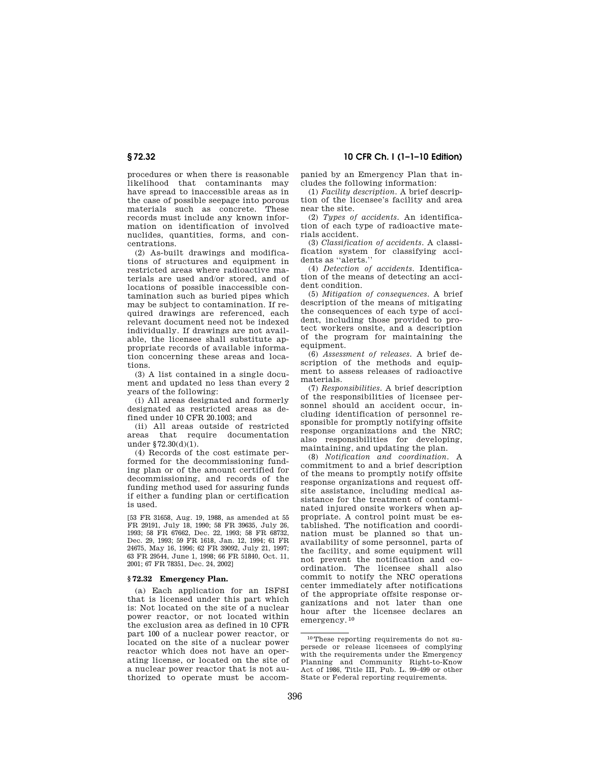procedures or when there is reasonable likelihood that contaminants may have spread to inaccessible areas as in the case of possible seepage into porous materials such as concrete. These records must include any known information on identification of involved nuclides, quantities, forms, and concentrations.

(2) As-built drawings and modifications of structures and equipment in restricted areas where radioactive materials are used and/or stored, and of locations of possible inaccessible contamination such as buried pipes which may be subject to contamination. If required drawings are referenced, each relevant document need not be indexed individually. If drawings are not available, the licensee shall substitute appropriate records of available information concerning these areas and locations.

(3) A list contained in a single document and updated no less than every 2 years of the following:

(i) All areas designated and formerly designated as restricted areas as defined under 10 CFR 20.1003; and

(ii) All areas outside of restricted areas that require documentation under §72.30(d)(1).

(4) Records of the cost estimate performed for the decommissioning funding plan or of the amount certified for decommissioning, and records of the funding method used for assuring funds if either a funding plan or certification is used.

[53 FR 31658, Aug. 19, 1988, as amended at 55 FR 29191, July 18, 1990; 58 FR 39635, July 26, 1993; 58 FR 67662, Dec. 22, 1993; 58 FR 68732, Dec. 29, 1993; 59 FR 1618, Jan. 12, 1994; 61 FR 24675, May 16, 1996; 62 FR 39092, July 21, 1997; 63 FR 29544, June 1, 1998; 66 FR 51840, Oct. 11, 2001; 67 FR 78351, Dec. 24, 2002]

### § 72.32 Emergency Plan.

(a) Each application for an ISFSI that is licensed under this part which is: Not located on the site of a nuclear power reactor, or not located within the exclusion area as defined in 10 CFR part 100 of a nuclear power reactor, or located on the site of a nuclear power reactor which does not have an operating license, or located on the site of a nuclear power reactor that is not authorized to operate must be accompanied by an Emergency Plan that includes the following information:

(1) *Facility description.* A brief description of the licensee's facility and area near the site.

(2) *Types of accidents.* An identification of each type of radioactive materials accident.

(3) *Classification of accidents.* A classification system for classifying accidents as "alerts."

(4) *Detection of accidents.* Identification of the means of detecting an accident condition.

(5) *Mitigation of consequences.* A brief description of the means of mitigating the consequences of each type of accident, including those provided to protect workers onsite, and a description of the program for maintaining the equipment.

(6) *Assessment of releases.* A brief description of the methods and equipment to assess releases of radioactive materials.

(7) *Responsibilities.* A brief description of the responsibilities of licensee personnel should an accident occur, including identification of personnel responsible for promptly notifying offsite response organizations and the NRC; also responsibilities for developing, maintaining, and updating the plan.

(8) *Notification and coordination.* A commitment to and a brief description of the means to promptly notify offsite response organizations and request offsite assistance, including medical assistance for the treatment of contaminated injured onsite workers when appropriate. A control point must be established. The notification and coordination must be planned so that unavailability of some personnel, parts of the facility, and some equipment will not prevent the notification and coordination. The licensee shall also commit to notify the NRC operations center immediately after notifications of the appropriate offsite response organizations and not later than one hour after the licensee declares an emergency.[10]

[10] These reporting requirements do not supersede or release licensees of complying with the requirements under the Emergency Planning and Community Right-to-Know Act of 1986, Title III, Pub. L. 99–499 or other State or Federal reporting requirements.